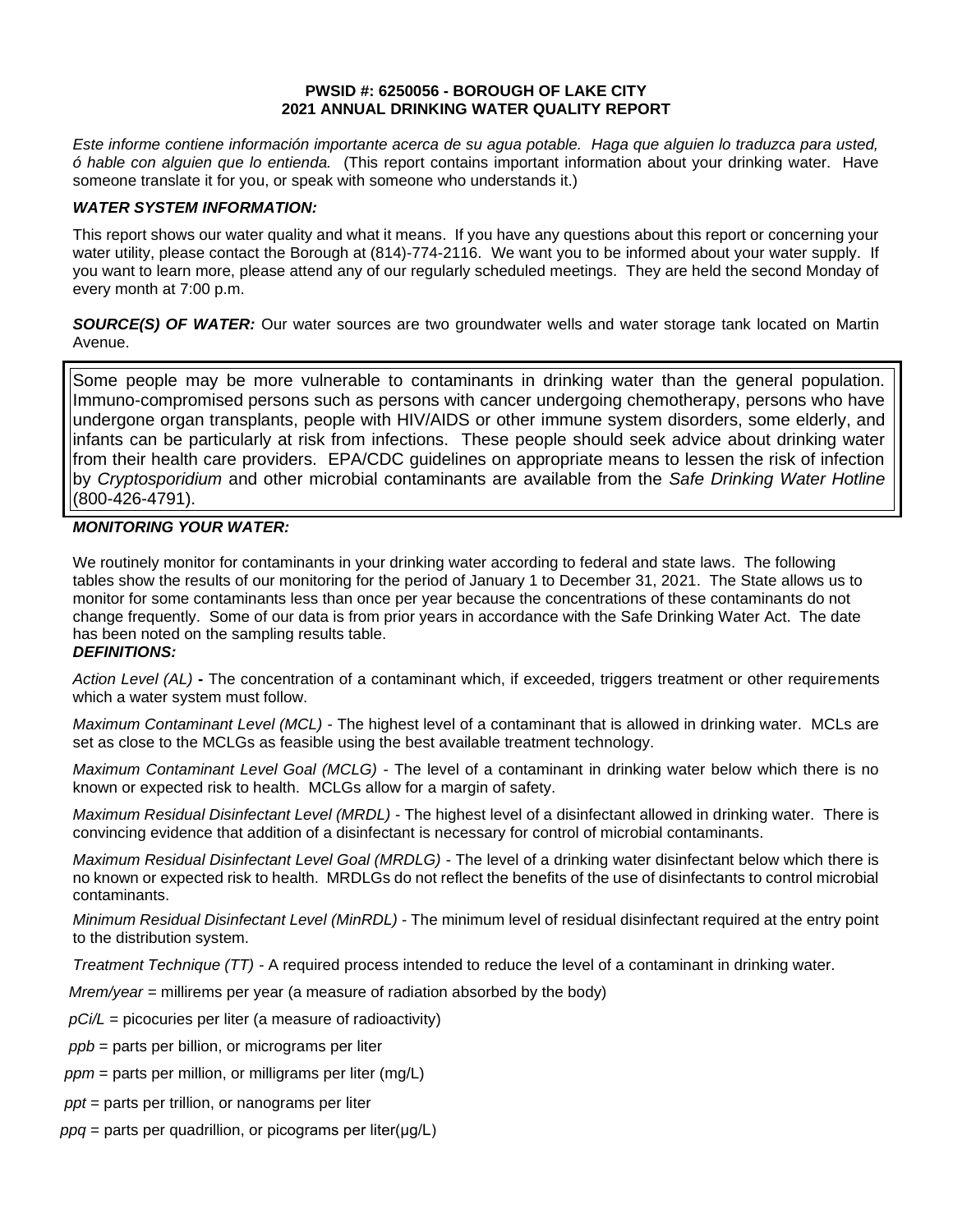# PWSID #: 6250056 - BOROUGH OF LAKE CITY
# 2021 ANNUAL DRINKING WATER QUALITY REPORT

*Este informe contiene información importante acerca de su agua potable. Haga que alguien lo traduzca para usted, ó hable con alguien que lo entienda.* (This report contains important information about your drinking water. Have someone translate it for you, or speak with someone who understands it.)

### *WATER SYSTEM INFORMATION:*

This report shows our water quality and what it means. If you have any questions about this report or concerning your water utility, please contact the Borough at (814)-774-2116. We want you to be informed about your water supply. If you want to learn more, please attend any of our regularly scheduled meetings. They are held the second Monday of every month at 7:00 p.m.

***SOURCE(S) OF WATER:*** Our water sources are two groundwater wells and water storage tank located on Martin Avenue.

Some people may be more vulnerable to contaminants in drinking water than the general population. Immuno-compromised persons such as persons with cancer undergoing chemotherapy, persons who have undergone organ transplants, people with HIV/AIDS or other immune system disorders, some elderly, and infants can be particularly at risk from infections. These people should seek advice about drinking water from their health care providers. EPA/CDC guidelines on appropriate means to lessen the risk of infection by *Cryptosporidium* and other microbial contaminants are available from the *Safe Drinking Water Hotline* (800-426-4791).

### *MONITORING YOUR WATER:*

We routinely monitor for contaminants in your drinking water according to federal and state laws. The following tables show the results of our monitoring for the period of January 1 to December 31, 2021. The State allows us to monitor for some contaminants less than once per year because the concentrations of these contaminants do not change frequently. Some of our data is from prior years in accordance with the Safe Drinking Water Act. The date has been noted on the sampling results table.

### *DEFINITIONS:*

*Action Level (AL)* **-** The concentration of a contaminant which, if exceeded, triggers treatment or other requirements which a water system must follow.

*Maximum Contaminant Level (MCL)* - The highest level of a contaminant that is allowed in drinking water. MCLs are set as close to the MCLGs as feasible using the best available treatment technology.

*Maximum Contaminant Level Goal (MCLG)* - The level of a contaminant in drinking water below which there is no known or expected risk to health. MCLGs allow for a margin of safety.

*Maximum Residual Disinfectant Level (MRDL)* - The highest level of a disinfectant allowed in drinking water. There is convincing evidence that addition of a disinfectant is necessary for control of microbial contaminants.

*Maximum Residual Disinfectant Level Goal (MRDLG)* - The level of a drinking water disinfectant below which there is no known or expected risk to health. MRDLGs do not reflect the benefits of the use of disinfectants to control microbial contaminants.

*Minimum Residual Disinfectant Level (MinRDL)* - The minimum level of residual disinfectant required at the entry point to the distribution system.

*Treatment Technique (TT)* - A required process intended to reduce the level of a contaminant in drinking water.

*Mrem/year* = millirems per year (a measure of radiation absorbed by the body)

*pCi/L* = picocuries per liter (a measure of radioactivity)

*ppb* = parts per billion, or micrograms per liter

*ppm* = parts per million, or milligrams per liter (mg/L)

*ppt* = parts per trillion, or nanograms per liter

*ppq* = parts per quadrillion, or picograms per liter(μg/L)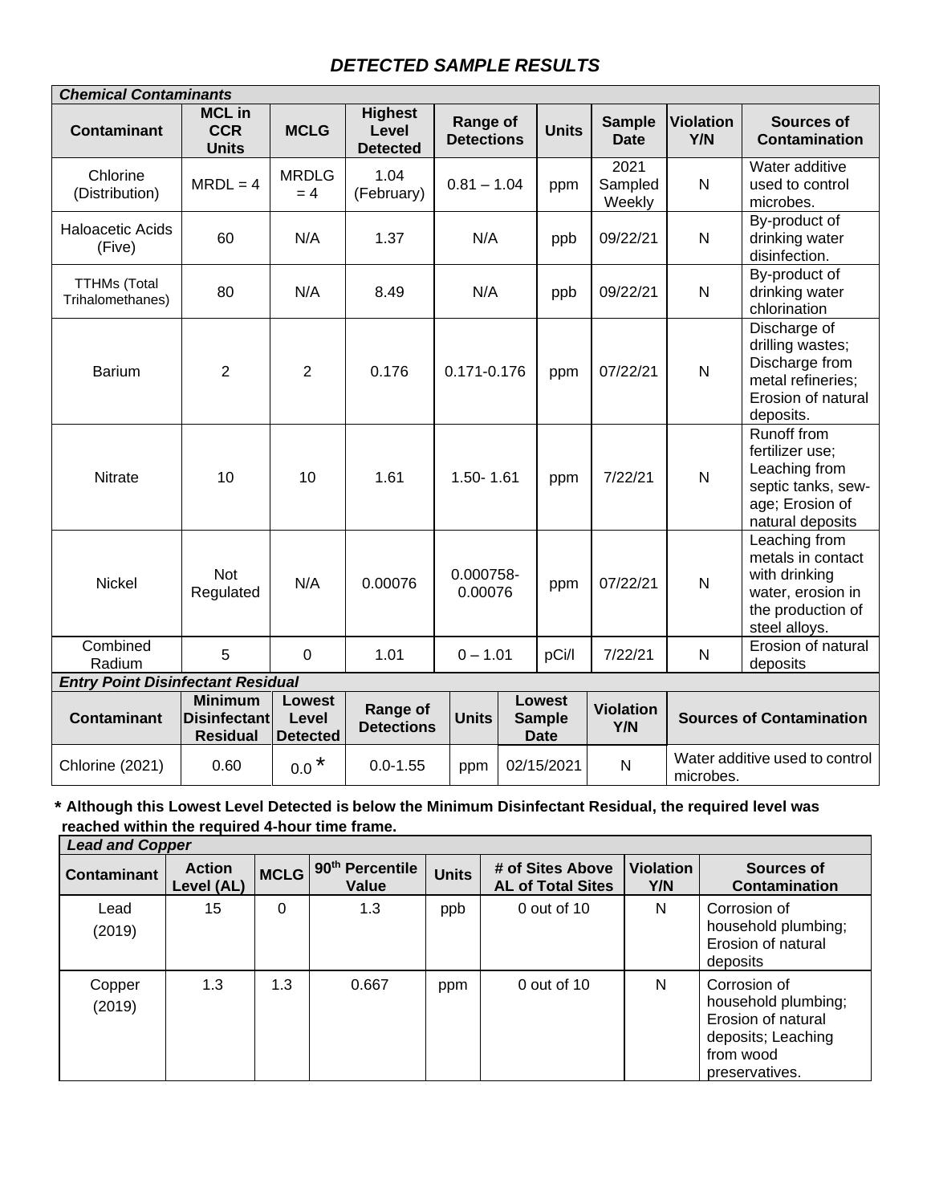## *DETECTED SAMPLE RESULTS*

| ***Chemical Contaminants*** | | | | | | | | |
|---|---|---|---|---|---|---|---|---|
| **Contaminant** | **MCL in CCR Units** | **MCLG** | **Highest Level Detected** | **Range of Detections** | **Units** | **Sample Date** | **Violation Y/N** | **Sources of Contamination** |
| Chlorine (Distribution) | MRDL = 4 | MRDLG = 4 | 1.04 (February) | 0.81 – 1.04 | ppm | 2021 Sampled Weekly | N | Water additive used to control microbes. |
| Haloacetic Acids (Five) | 60 | N/A | 1.37 | N/A | ppb | 09/22/21 | N | By-product of drinking water disinfection. |
| TTHMs (Total Trihalomethanes) | 80 | N/A | 8.49 | N/A | ppb | 09/22/21 | N | By-product of drinking water chlorination |
| Barium | 2 | 2 | 0.176 | 0.171-0.176 | ppm | 07/22/21 | N | Discharge of drilling wastes; Discharge from metal refineries; Erosion of natural deposits. |
| Nitrate | 10 | 10 | 1.61 | 1.50- 1.61 | ppm | 7/22/21 | N | Runoff from fertilizer use; Leaching from septic tanks, sew-age; Erosion of natural deposits |
| Nickel | Not Regulated | N/A | 0.00076 | 0.000758-0.00076 | ppm | 07/22/21 | N | Leaching from metals in contact with drinking water, erosion in the production of steel alloys. |
| Combined Radium | 5 | 0 | 1.01 | 0 – 1.01 | pCi/l | 7/22/21 | N | Erosion of natural deposits |

| ***Entry Point Disinfectant Residual*** | | | | | | | |
|---|---|---|---|---|---|---|---|
| **Contaminant** | **Minimum Disinfectant Residual** | **Lowest Level Detected** | **Range of Detections** | **Units** | **Lowest Sample Date** | **Violation Y/N** | **Sources of Contamination** |
| Chlorine (2021) | 0.60 | 0.0 * | 0.0-1.55 | ppm | 02/15/2021 | N | Water additive used to control microbes. |

**\* Although this Lowest Level Detected is below the Minimum Disinfectant Residual, the required level was reached within the required 4-hour time frame.**

| ***Lead and Copper*** | | | | | | | |
|---|---|---|---|---|---|---|---|
| **Contaminant** | **Action Level (AL)** | **MCLG** | **90th Percentile Value** | **Units** | **# of Sites Above AL of Total Sites** | **Violation Y/N** | **Sources of Contamination** |
| Lead (2019) | 15 | 0 | 1.3 | ppb | 0 out of 10 | N | Corrosion of household plumbing; Erosion of natural deposits |
| Copper (2019) | 1.3 | 1.3 | 0.667 | ppm | 0 out of 10 | N | Corrosion of household plumbing; Erosion of natural deposits; Leaching from wood preservatives. |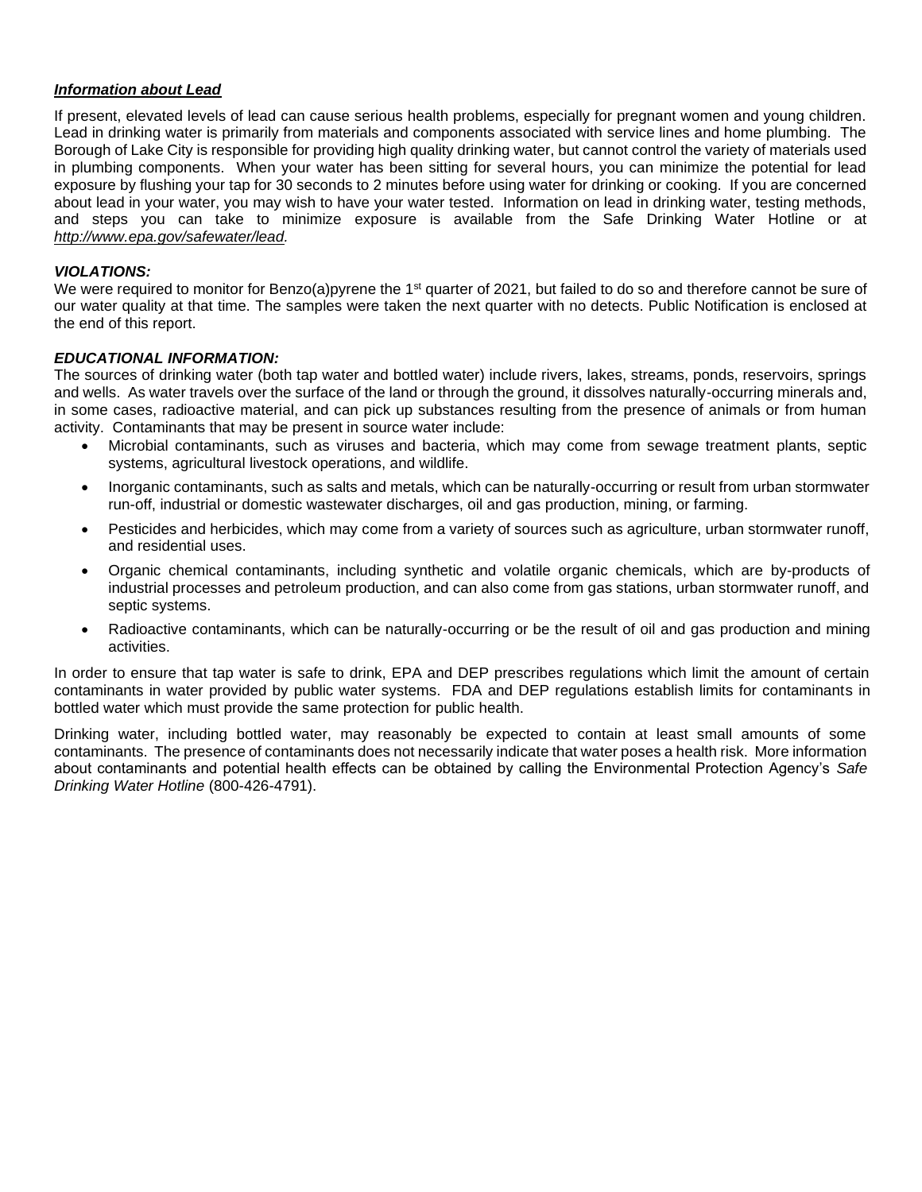***Information about Lead***

If present, elevated levels of lead can cause serious health problems, especially for pregnant women and young children. Lead in drinking water is primarily from materials and components associated with service lines and home plumbing. The Borough of Lake City is responsible for providing high quality drinking water, but cannot control the variety of materials used in plumbing components. When your water has been sitting for several hours, you can minimize the potential for lead exposure by flushing your tap for 30 seconds to 2 minutes before using water for drinking or cooking. If you are concerned about lead in your water, you may wish to have your water tested. Information on lead in drinking water, testing methods, and steps you can take to minimize exposure is available from the Safe Drinking Water Hotline or at *http://www.epa.gov/safewater/lead.*

***VIOLATIONS:***

We were required to monitor for Benzo(a)pyrene the 1st quarter of 2021, but failed to do so and therefore cannot be sure of our water quality at that time. The samples were taken the next quarter with no detects. Public Notification is enclosed at the end of this report.

***EDUCATIONAL INFORMATION:***

The sources of drinking water (both tap water and bottled water) include rivers, lakes, streams, ponds, reservoirs, springs and wells. As water travels over the surface of the land or through the ground, it dissolves naturally-occurring minerals and, in some cases, radioactive material, and can pick up substances resulting from the presence of animals or from human activity. Contaminants that may be present in source water include:

- Microbial contaminants, such as viruses and bacteria, which may come from sewage treatment plants, septic systems, agricultural livestock operations, and wildlife.
- Inorganic contaminants, such as salts and metals, which can be naturally-occurring or result from urban stormwater run-off, industrial or domestic wastewater discharges, oil and gas production, mining, or farming.
- Pesticides and herbicides, which may come from a variety of sources such as agriculture, urban stormwater runoff, and residential uses.
- Organic chemical contaminants, including synthetic and volatile organic chemicals, which are by-products of industrial processes and petroleum production, and can also come from gas stations, urban stormwater runoff, and septic systems.
- Radioactive contaminants, which can be naturally-occurring or be the result of oil and gas production and mining activities.

In order to ensure that tap water is safe to drink, EPA and DEP prescribes regulations which limit the amount of certain contaminants in water provided by public water systems. FDA and DEP regulations establish limits for contaminants in bottled water which must provide the same protection for public health.

Drinking water, including bottled water, may reasonably be expected to contain at least small amounts of some contaminants. The presence of contaminants does not necessarily indicate that water poses a health risk. More information about contaminants and potential health effects can be obtained by calling the Environmental Protection Agency's *Safe Drinking Water Hotline* (800-426-4791).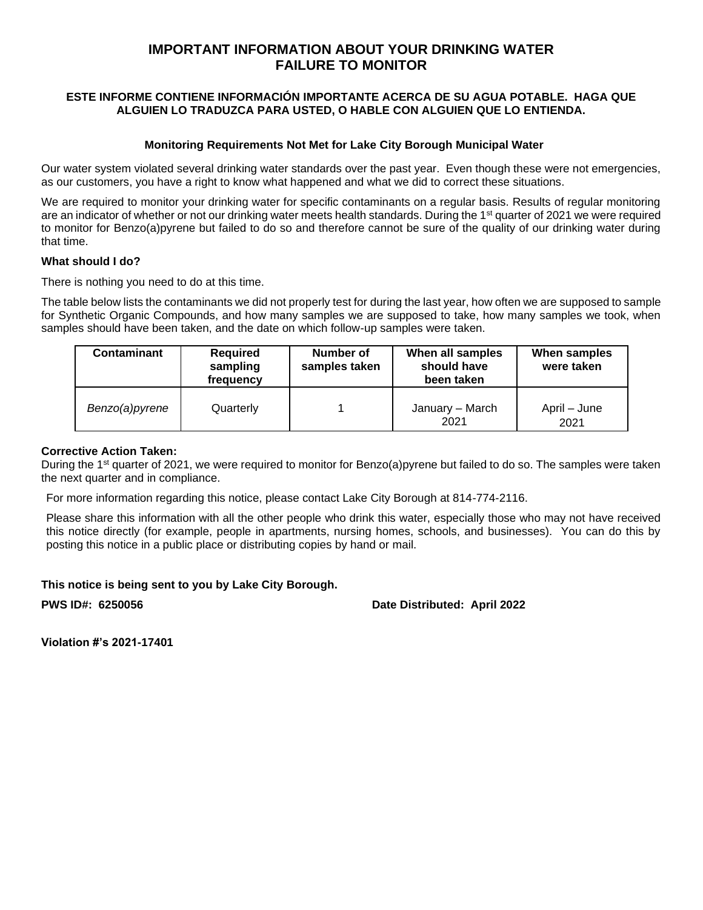# IMPORTANT INFORMATION ABOUT YOUR DRINKING WATER
# FAILURE TO MONITOR

**ESTE INFORME CONTIENE INFORMACIÓN IMPORTANTE ACERCA DE SU AGUA POTABLE. HAGA QUE ALGUIEN LO TRADUZCA PARA USTED, O HABLE CON ALGUIEN QUE LO ENTIENDA.**

### Monitoring Requirements Not Met for Lake City Borough Municipal Water

Our water system violated several drinking water standards over the past year. Even though these were not emergencies, as our customers, you have a right to know what happened and what we did to correct these situations.

We are required to monitor your drinking water for specific contaminants on a regular basis. Results of regular monitoring are an indicator of whether or not our drinking water meets health standards. During the 1st quarter of 2021 we were required to monitor for Benzo(a)pyrene but failed to do so and therefore cannot be sure of the quality of our drinking water during that time.

**What should I do?**

There is nothing you need to do at this time.

The table below lists the contaminants we did not properly test for during the last year, how often we are supposed to sample for Synthetic Organic Compounds, and how many samples we are supposed to take, how many samples we took, when samples should have been taken, and the date on which follow-up samples were taken.

| Contaminant | Required sampling frequency | Number of samples taken | When all samples should have been taken | When samples were taken |
|---|---|---|---|---|
| *Benzo(a)pyrene* | Quarterly | 1 | January – March 2021 | April – June 2021 |

**Corrective Action Taken:**
During the 1st quarter of 2021, we were required to monitor for Benzo(a)pyrene but failed to do so. The samples were taken the next quarter and in compliance.

For more information regarding this notice, please contact Lake City Borough at 814-774-2116.

Please share this information with all the other people who drink this water, especially those who may not have received this notice directly (for example, people in apartments, nursing homes, schools, and businesses). You can do this by posting this notice in a public place or distributing copies by hand or mail.

**This notice is being sent to you by Lake City Borough.**

**PWS ID#: 6250056** **Date Distributed: April 2022**

**Violation #'s 2021-17401**